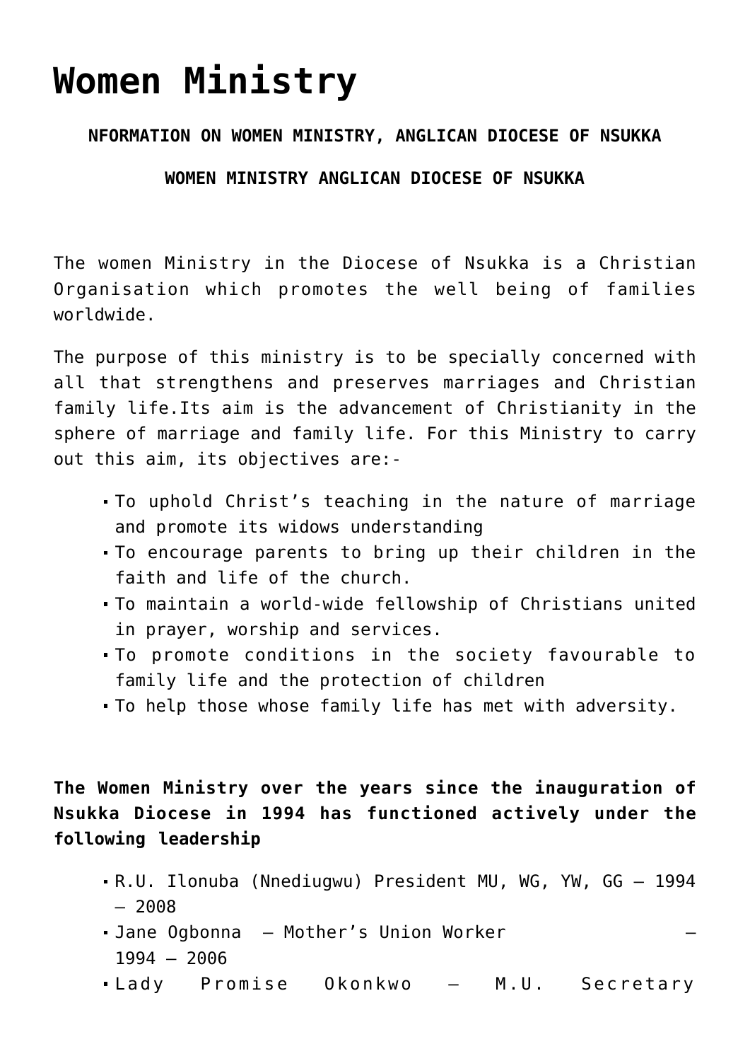# Women Ministry

**NFORMATION ON WOMEN MINISTRY, ANGLICAN DIOCESE OF NSUKKA**

**WOMEN MINISTRY ANGLICAN DIOCESE OF NSUKKA**

The women Ministry in the Diocese of Nsukka is a Christian Organisation which promotes the well being of families worldwide.

The purpose of this ministry is to be specially concerned with all that strengthens and preserves marriages and Christian family life.Its aim is the advancement of Christianity in the sphere of marriage and family life. For this Ministry to carry out this aim, its objectives are:-

- To uphold Christ's teaching in the nature of marriage and promote its widows understanding
- To encourage parents to bring up their children in the faith and life of the church.
- To maintain a world-wide fellowship of Christians united in prayer, worship and services.
- To promote conditions in the society favourable to family life and the protection of children
- To help those whose family life has met with adversity.

**The Women Ministry over the years since the inauguration of Nsukka Diocese in 1994 has functioned actively under the following leadership**

- R.U. Ilonuba (Nnediugwu) President MU, WG, YW, GG – 1994 – 2008
- Jane Ogbonna – Mother's Union Worker – 1994 – 2006
- Lady Promise Okonkwo – M.U. Secretary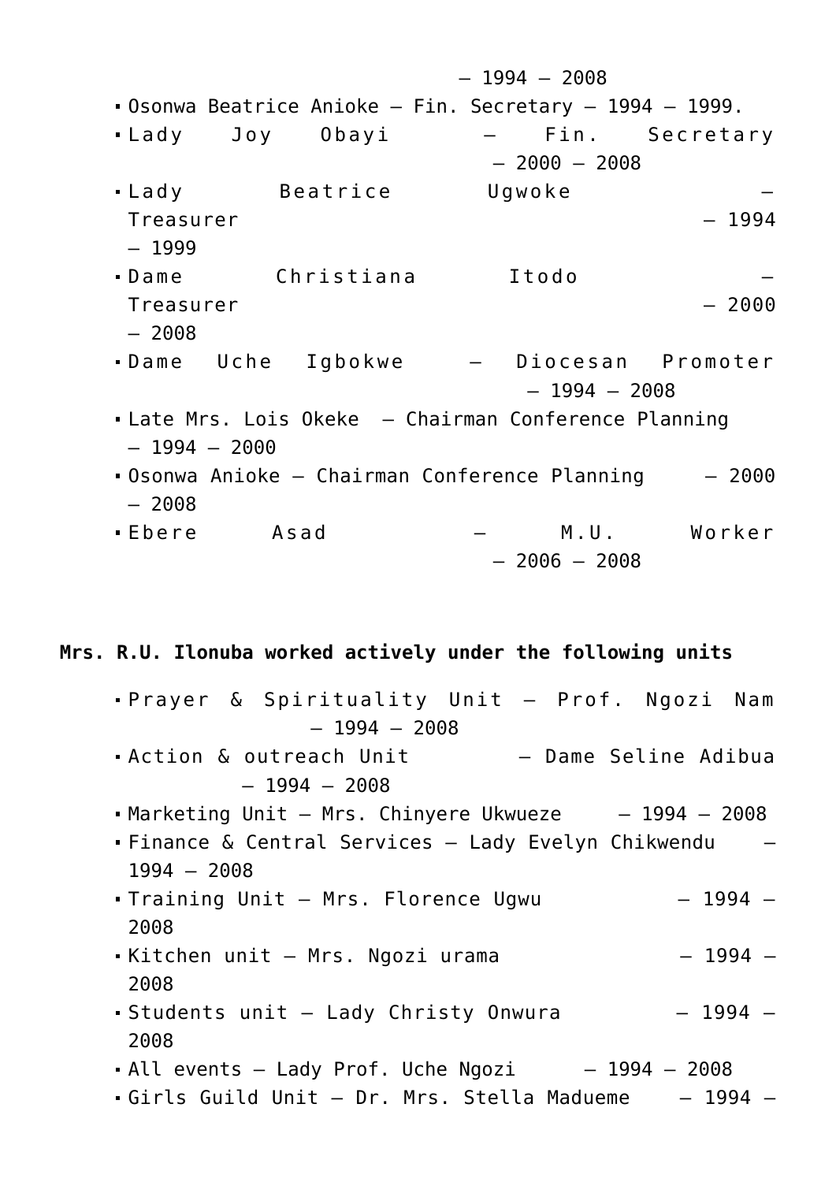– 1994 – 2008

- Osonwa Beatrice Anioke – Fin. Secretary – 1994 – 1999.
- Lady Joy Obayi – Fin. Secretary – 2000 – 2008
- Lady Beatrice Ugwoke – Treasurer – 1994 – 1999
- Dame Christiana Itodo – Treasurer – 2000 – 2008
- Dame Uche Igbokwe – Diocesan Promoter – 1994 – 2008
- Late Mrs. Lois Okeke – Chairman Conference Planning – 1994 – 2000
- Osonwa Anioke – Chairman Conference Planning – 2000 – 2008
- Ebere Asad – M.U. Worker – 2006 – 2008

**Mrs. R.U. Ilonuba worked actively under the following units**

- Prayer & Spirituality Unit – Prof. Ngozi Nam – 1994 – 2008
- Action & outreach Unit – Dame Seline Adibua – 1994 – 2008
- Marketing Unit – Mrs. Chinyere Ukwueze – 1994 – 2008
- Finance & Central Services – Lady Evelyn Chikwendu – 1994 – 2008
- Training Unit – Mrs. Florence Ugwu – 1994 – 2008
- Kitchen unit – Mrs. Ngozi urama – 1994 – 2008
- Students unit – Lady Christy Onwura – 1994 – 2008
- All events – Lady Prof. Uche Ngozi – 1994 – 2008
- Girls Guild Unit – Dr. Mrs. Stella Madueme – 1994 –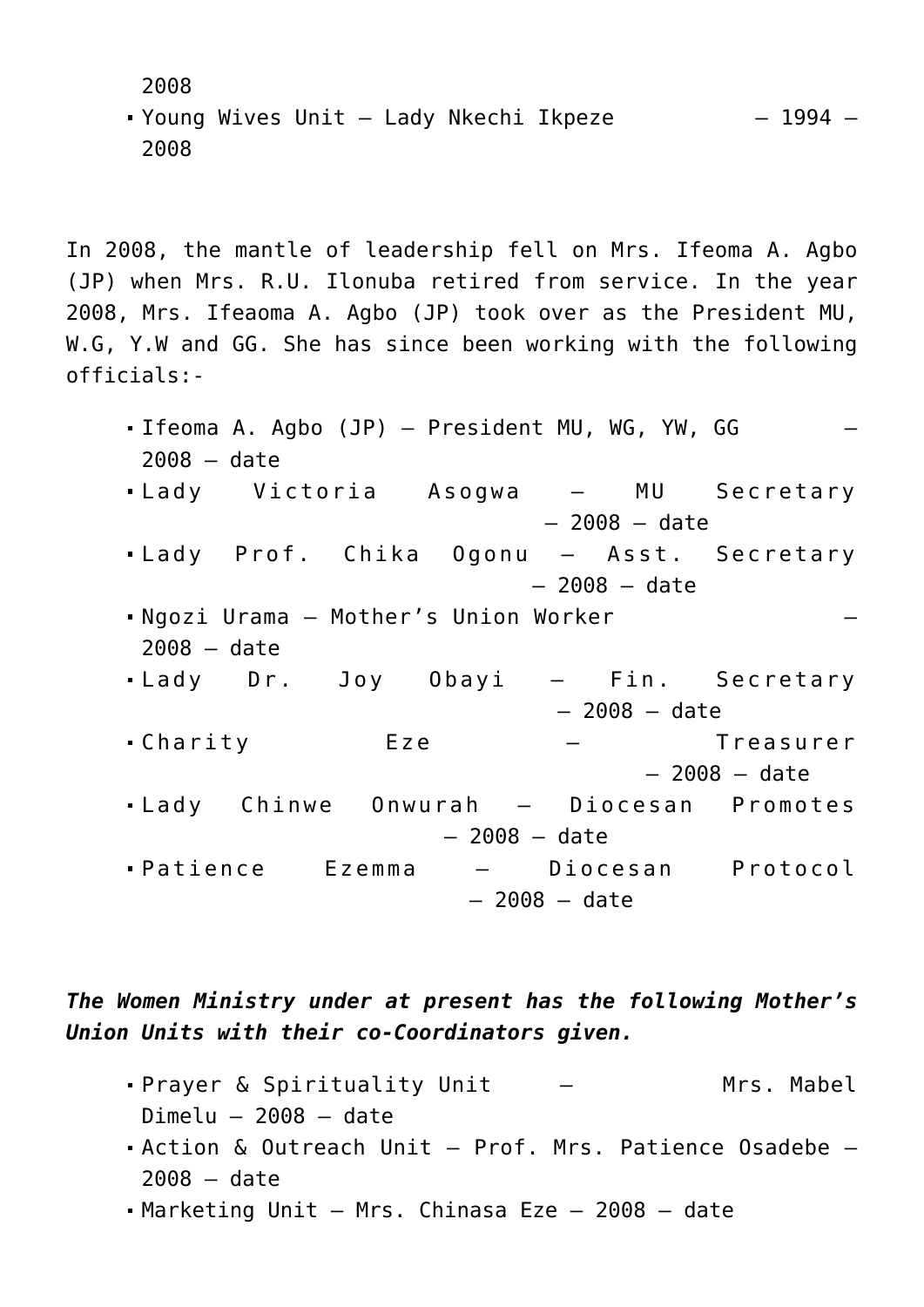2008

- Young Wives Unit – Lady Nkechi Ikpeze – 1994 – 2008

In 2008, the mantle of leadership fell on Mrs. Ifeoma A. Agbo (JP) when Mrs. R.U. Ilonuba retired from service. In the year 2008, Mrs. Ifeaoma A. Agbo (JP) took over as the President MU, W.G, Y.W and GG. She has since been working with the following officials:-

- Ifeoma A. Agbo (JP) – President MU, WG, YW, GG – 2008 – date
- Lady Victoria Asogwa – MU Secretary – 2008 – date
- Lady Prof. Chika Ogonu – Asst. Secretary – 2008 – date
- Ngozi Urama – Mother's Union Worker – 2008 – date
- Lady Dr. Joy Obayi – Fin. Secretary – 2008 – date
- Charity Eze – Treasurer – 2008 – date
- Lady Chinwe Onwurah – Diocesan Promotes – 2008 – date
- Patience Ezemma – Diocesan Protocol – 2008 – date

***The Women Ministry under at present has the following Mother's Union Units with their co-Coordinators given.***

- Prayer & Spirituality Unit – Mrs. Mabel Dimelu – 2008 – date
- Action & Outreach Unit – Prof. Mrs. Patience Osadebe – 2008 – date
- Marketing Unit – Mrs. Chinasa Eze – 2008 – date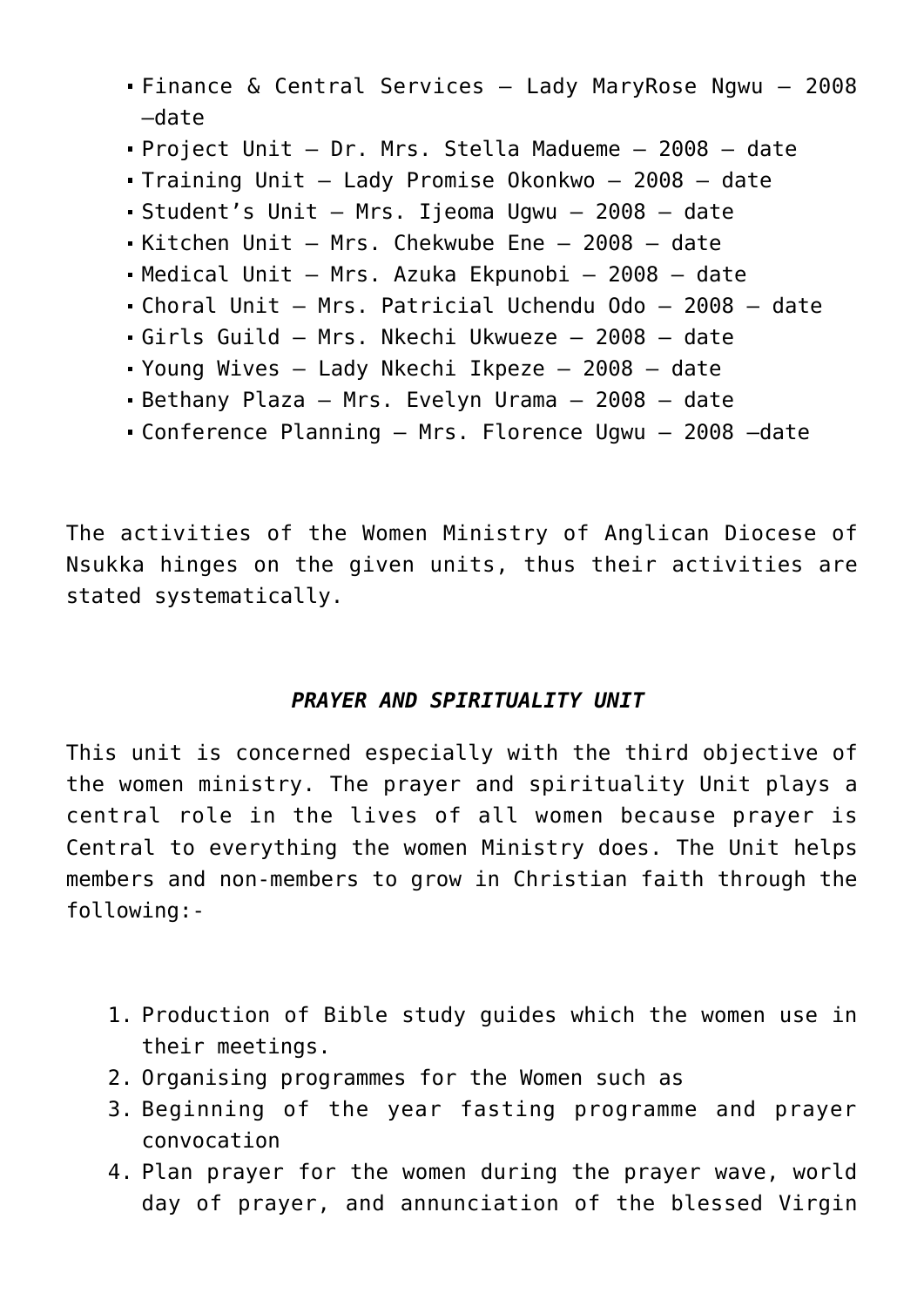- Finance & Central Services – Lady MaryRose Ngwu – 2008 –date
- Project Unit – Dr. Mrs. Stella Madueme – 2008 – date
- Training Unit – Lady Promise Okonkwo – 2008 – date
- Student's Unit – Mrs. Ijeoma Ugwu – 2008 – date
- Kitchen Unit – Mrs. Chekwube Ene – 2008 – date
- Medical Unit – Mrs. Azuka Ekpunobi – 2008 – date
- Choral Unit – Mrs. Patricial Uchendu Odo – 2008 – date
- Girls Guild – Mrs. Nkechi Ukwueze – 2008 – date
- Young Wives – Lady Nkechi Ikpeze – 2008 – date
- Bethany Plaza – Mrs. Evelyn Urama – 2008 – date
- Conference Planning – Mrs. Florence Ugwu – 2008 –date

The activities of the Women Ministry of Anglican Diocese of Nsukka hinges on the given units, thus their activities are stated systematically.

***PRAYER AND SPIRITUALITY UNIT***

This unit is concerned especially with the third objective of the women ministry. The prayer and spirituality Unit plays a central role in the lives of all women because prayer is Central to everything the women Ministry does. The Unit helps members and non-members to grow in Christian faith through the following:-

1. Production of Bible study guides which the women use in their meetings.
2. Organising programmes for the Women such as
3. Beginning of the year fasting programme and prayer convocation
4. Plan prayer for the women during the prayer wave, world day of prayer, and annunciation of the blessed Virgin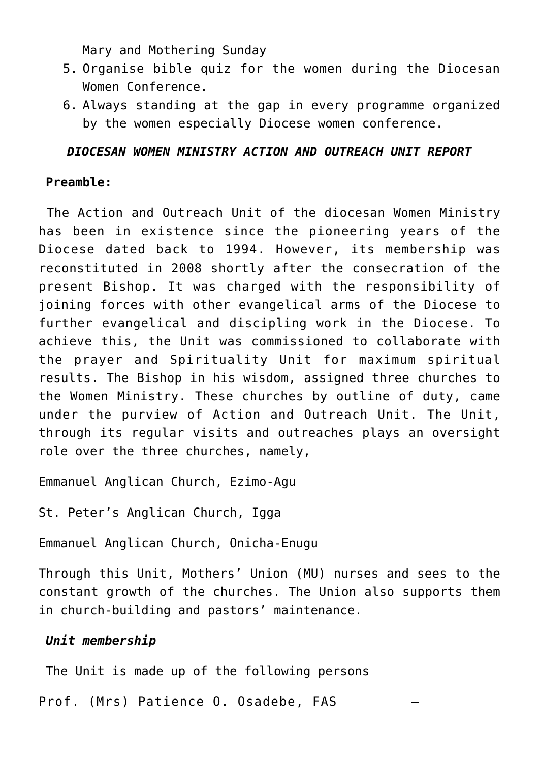Mary and Mothering Sunday

5. Organise bible quiz for the women during the Diocesan Women Conference.
6. Always standing at the gap in every programme organized by the women especially Diocese women conference.

***DIOCESAN WOMEN MINISTRY ACTION AND OUTREACH UNIT REPORT***

**Preamble:**

The Action and Outreach Unit of the diocesan Women Ministry has been in existence since the pioneering years of the Diocese dated back to 1994. However, its membership was reconstituted in 2008 shortly after the consecration of the present Bishop. It was charged with the responsibility of joining forces with other evangelical arms of the Diocese to further evangelical and discipling work in the Diocese. To achieve this, the Unit was commissioned to collaborate with the prayer and Spirituality Unit for maximum spiritual results. The Bishop in his wisdom, assigned three churches to the Women Ministry. These churches by outline of duty, came under the purview of Action and Outreach Unit. The Unit, through its regular visits and outreaches plays an oversight role over the three churches, namely,

Emmanuel Anglican Church, Ezimo-Agu

St. Peter's Anglican Church, Igga

Emmanuel Anglican Church, Onicha-Enugu

Through this Unit, Mothers' Union (MU) nurses and sees to the constant growth of the churches. The Union also supports them in church-building and pastors' maintenance.

***Unit membership***

The Unit is made up of the following persons

Prof. (Mrs) Patience O. Osadebe, FAS –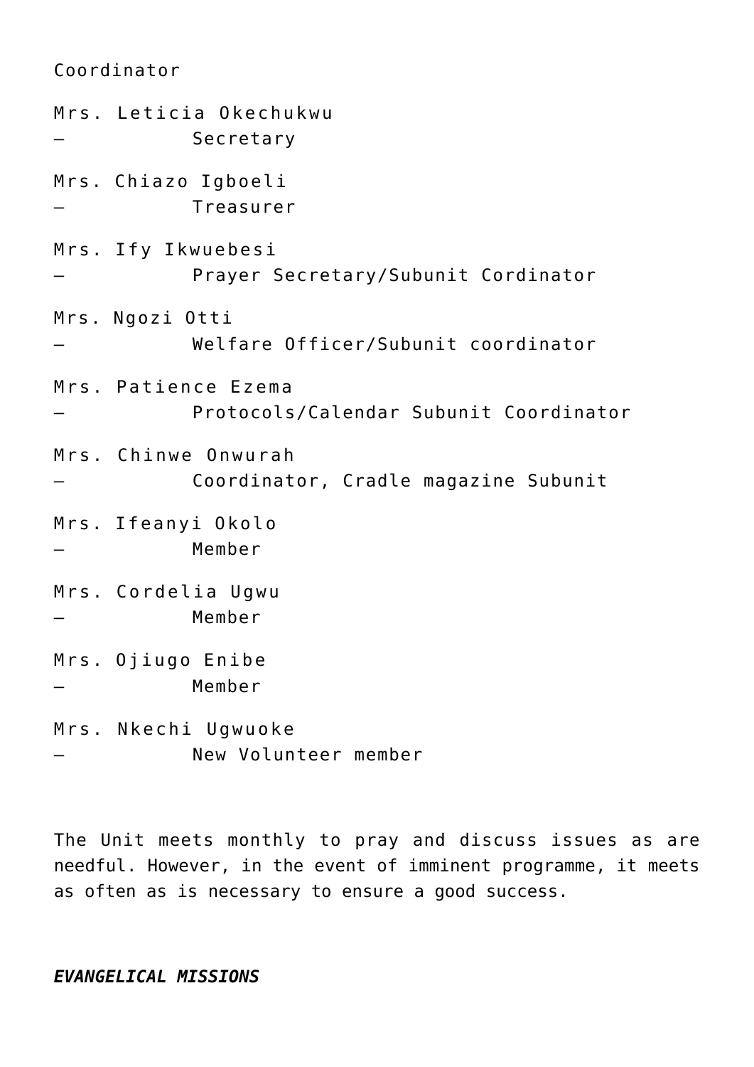Coordinator

Mrs. Leticia Okechukwu
– Secretary

Mrs. Chiazo Igboeli
– Treasurer

Mrs. Ify Ikwuebesi
– Prayer Secretary/Subunit Cordinator

Mrs. Ngozi Otti
– Welfare Officer/Subunit coordinator

Mrs. Patience Ezema
– Protocols/Calendar Subunit Coordinator

Mrs. Chinwe Onwurah
– Coordinator, Cradle magazine Subunit

Mrs. Ifeanyi Okolo
– Member

Mrs. Cordelia Ugwu
– Member

Mrs. Ojiugo Enibe
– Member

Mrs. Nkechi Ugwuoke
– New Volunteer member

The Unit meets monthly to pray and discuss issues as are needful. However, in the event of imminent programme, it meets as often as is necessary to ensure a good success.

***EVANGELICAL MISSIONS***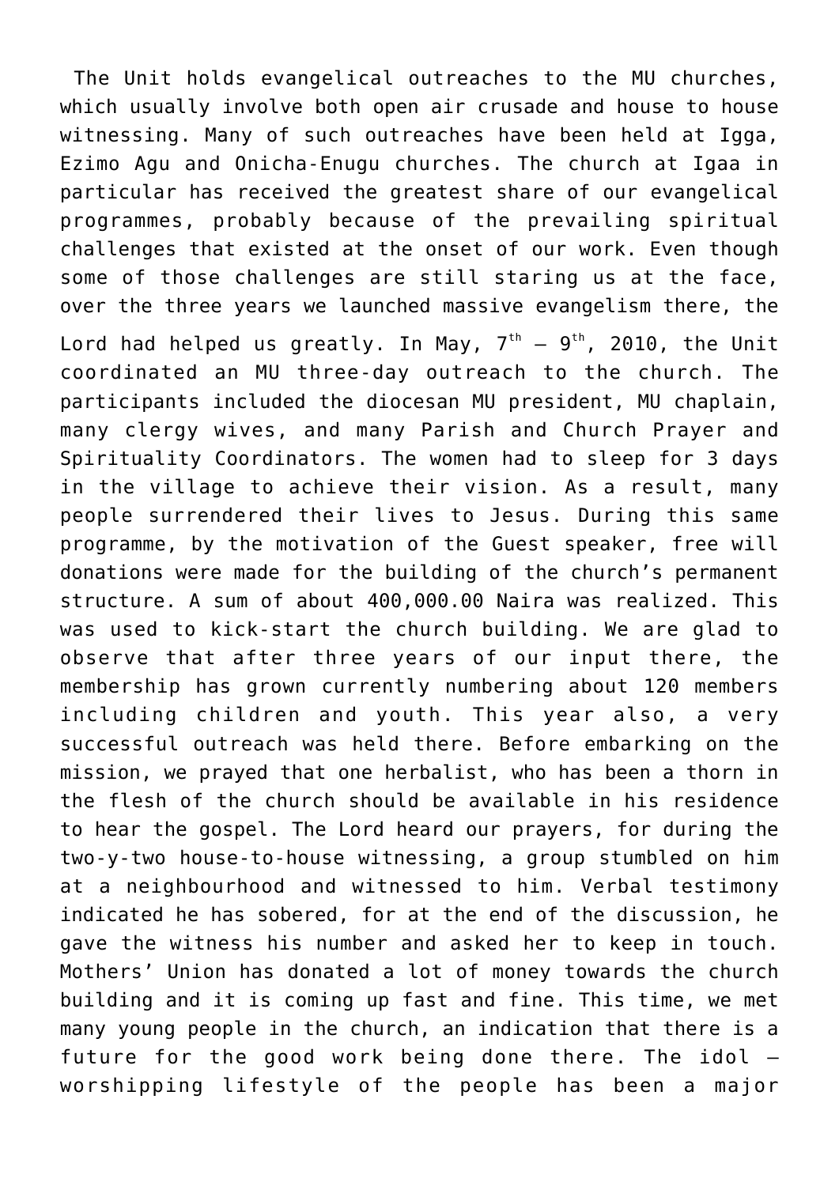The Unit holds evangelical outreaches to the MU churches, which usually involve both open air crusade and house to house witnessing. Many of such outreaches have been held at Igga, Ezimo Agu and Onicha-Enugu churches. The church at Igaa in particular has received the greatest share of our evangelical programmes, probably because of the prevailing spiritual challenges that existed at the onset of our work. Even though some of those challenges are still staring us at the face, over the three years we launched massive evangelism there, the Lord had helped us greatly. In May, 7th – 9th, 2010, the Unit coordinated an MU three-day outreach to the church. The participants included the diocesan MU president, MU chaplain, many clergy wives, and many Parish and Church Prayer and Spirituality Coordinators. The women had to sleep for 3 days in the village to achieve their vision. As a result, many people surrendered their lives to Jesus. During this same programme, by the motivation of the Guest speaker, free will donations were made for the building of the church's permanent structure. A sum of about 400,000.00 Naira was realized. This was used to kick-start the church building. We are glad to observe that after three years of our input there, the membership has grown currently numbering about 120 members including children and youth. This year also, a very successful outreach was held there. Before embarking on the mission, we prayed that one herbalist, who has been a thorn in the flesh of the church should be available in his residence to hear the gospel. The Lord heard our prayers, for during the two-y-two house-to-house witnessing, a group stumbled on him at a neighbourhood and witnessed to him. Verbal testimony indicated he has sobered, for at the end of the discussion, he gave the witness his number and asked her to keep in touch. Mothers' Union has donated a lot of money towards the church building and it is coming up fast and fine. This time, we met many young people in the church, an indication that there is a future for the good work being done there. The idol – worshipping lifestyle of the people has been a major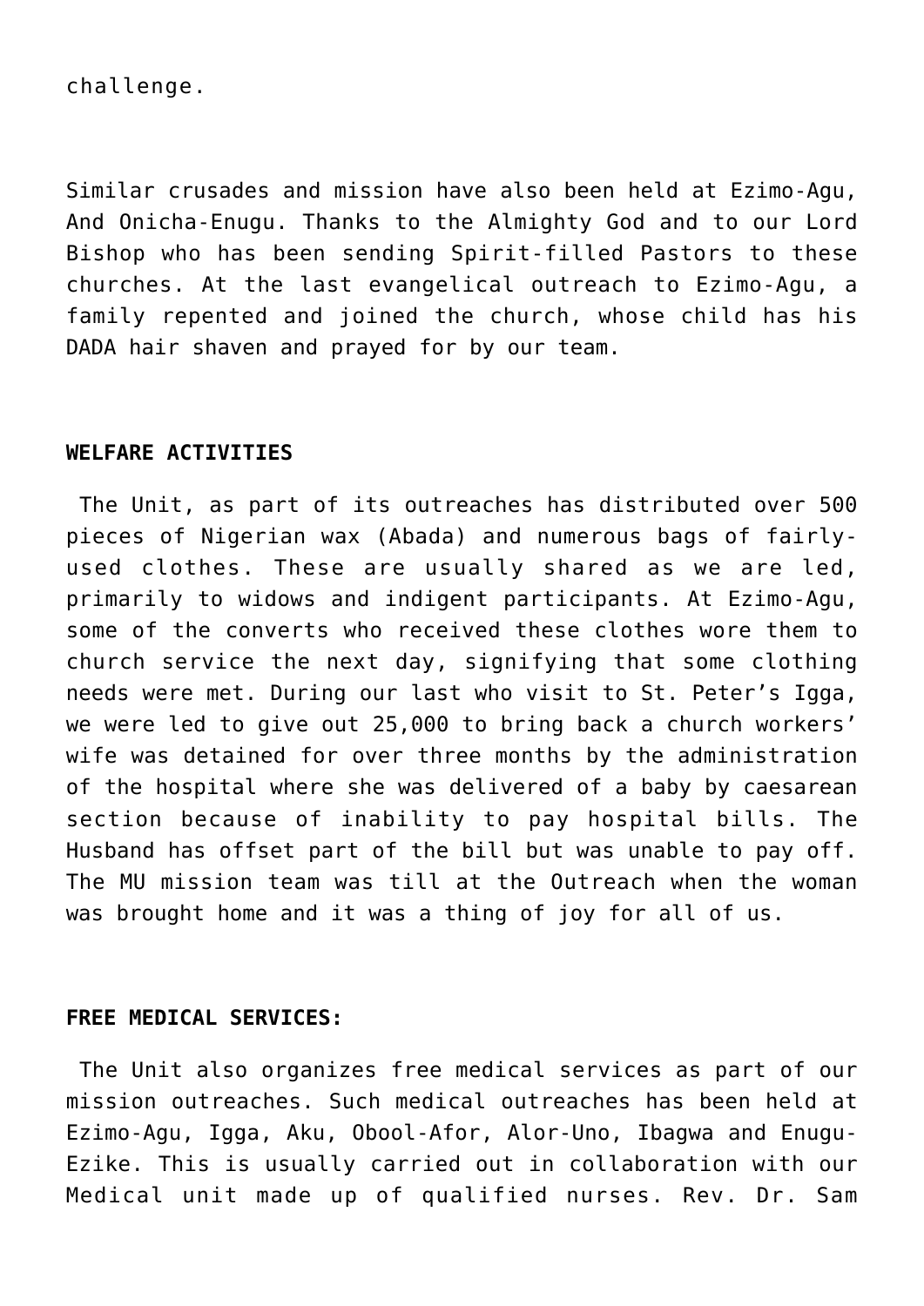challenge.

Similar crusades and mission have also been held at Ezimo-Agu, And Onicha-Enugu. Thanks to the Almighty God and to our Lord Bishop who has been sending Spirit-filled Pastors to these churches. At the last evangelical outreach to Ezimo-Agu, a family repented and joined the church, whose child has his DADA hair shaven and prayed for by our team.

**WELFARE ACTIVITIES**

The Unit, as part of its outreaches has distributed over 500 pieces of Nigerian wax (Abada) and numerous bags of fairly-used clothes. These are usually shared as we are led, primarily to widows and indigent participants. At Ezimo-Agu, some of the converts who received these clothes wore them to church service the next day, signifying that some clothing needs were met. During our last who visit to St. Peter's Igga, we were led to give out 25,000 to bring back a church workers' wife was detained for over three months by the administration of the hospital where she was delivered of a baby by caesarean section because of inability to pay hospital bills. The Husband has offset part of the bill but was unable to pay off. The MU mission team was till at the Outreach when the woman was brought home and it was a thing of joy for all of us.

**FREE MEDICAL SERVICES:**

The Unit also organizes free medical services as part of our mission outreaches. Such medical outreaches has been held at Ezimo-Agu, Igga, Aku, Obool-Afor, Alor-Uno, Ibagwa and Enugu-Ezike. This is usually carried out in collaboration with our Medical unit made up of qualified nurses. Rev. Dr. Sam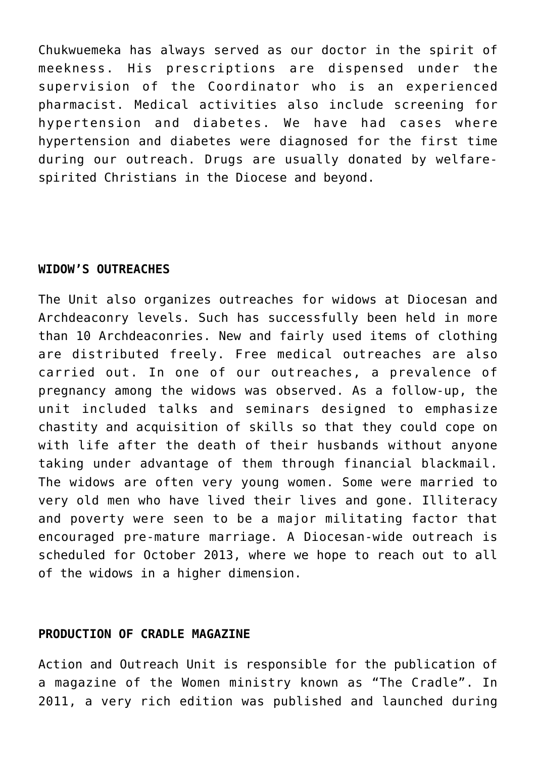Chukwuemeka has always served as our doctor in the spirit of meekness. His prescriptions are dispensed under the supervision of the Coordinator who is an experienced pharmacist. Medical activities also include screening for hypertension and diabetes. We have had cases where hypertension and diabetes were diagnosed for the first time during our outreach. Drugs are usually donated by welfare-spirited Christians in the Diocese and beyond.

**WIDOW'S OUTREACHES**

The Unit also organizes outreaches for widows at Diocesan and Archdeaconry levels. Such has successfully been held in more than 10 Archdeaconries. New and fairly used items of clothing are distributed freely. Free medical outreaches are also carried out. In one of our outreaches, a prevalence of pregnancy among the widows was observed. As a follow-up, the unit included talks and seminars designed to emphasize chastity and acquisition of skills so that they could cope on with life after the death of their husbands without anyone taking under advantage of them through financial blackmail. The widows are often very young women. Some were married to very old men who have lived their lives and gone. Illiteracy and poverty were seen to be a major militating factor that encouraged pre-mature marriage. A Diocesan-wide outreach is scheduled for October 2013, where we hope to reach out to all of the widows in a higher dimension.

**PRODUCTION OF CRADLE MAGAZINE**

Action and Outreach Unit is responsible for the publication of a magazine of the Women ministry known as "The Cradle". In 2011, a very rich edition was published and launched during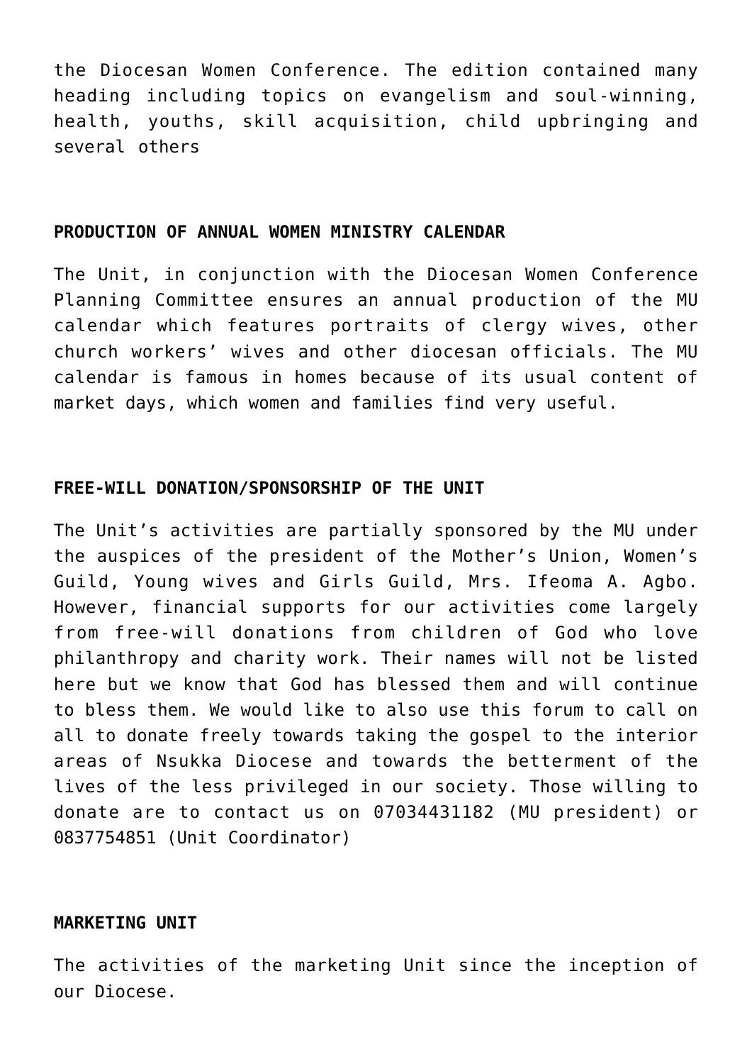the Diocesan Women Conference. The edition contained many heading including topics on evangelism and soul-winning, health, youths, skill acquisition, child upbringing and several others

**PRODUCTION OF ANNUAL WOMEN MINISTRY CALENDAR**

The Unit, in conjunction with the Diocesan Women Conference Planning Committee ensures an annual production of the MU calendar which features portraits of clergy wives, other church workers' wives and other diocesan officials. The MU calendar is famous in homes because of its usual content of market days, which women and families find very useful.

**FREE-WILL DONATION/SPONSORSHIP OF THE UNIT**

The Unit's activities are partially sponsored by the MU under the auspices of the president of the Mother's Union, Women's Guild, Young wives and Girls Guild, Mrs. Ifeoma A. Agbo. However, financial supports for our activities come largely from free-will donations from children of God who love philanthropy and charity work. Their names will not be listed here but we know that God has blessed them and will continue to bless them. We would like to also use this forum to call on all to donate freely towards taking the gospel to the interior areas of Nsukka Diocese and towards the betterment of the lives of the less privileged in our society. Those willing to donate are to contact us on 07034431182 (MU president) or 0837754851 (Unit Coordinator)

**MARKETING UNIT**

The activities of the marketing Unit since the inception of our Diocese.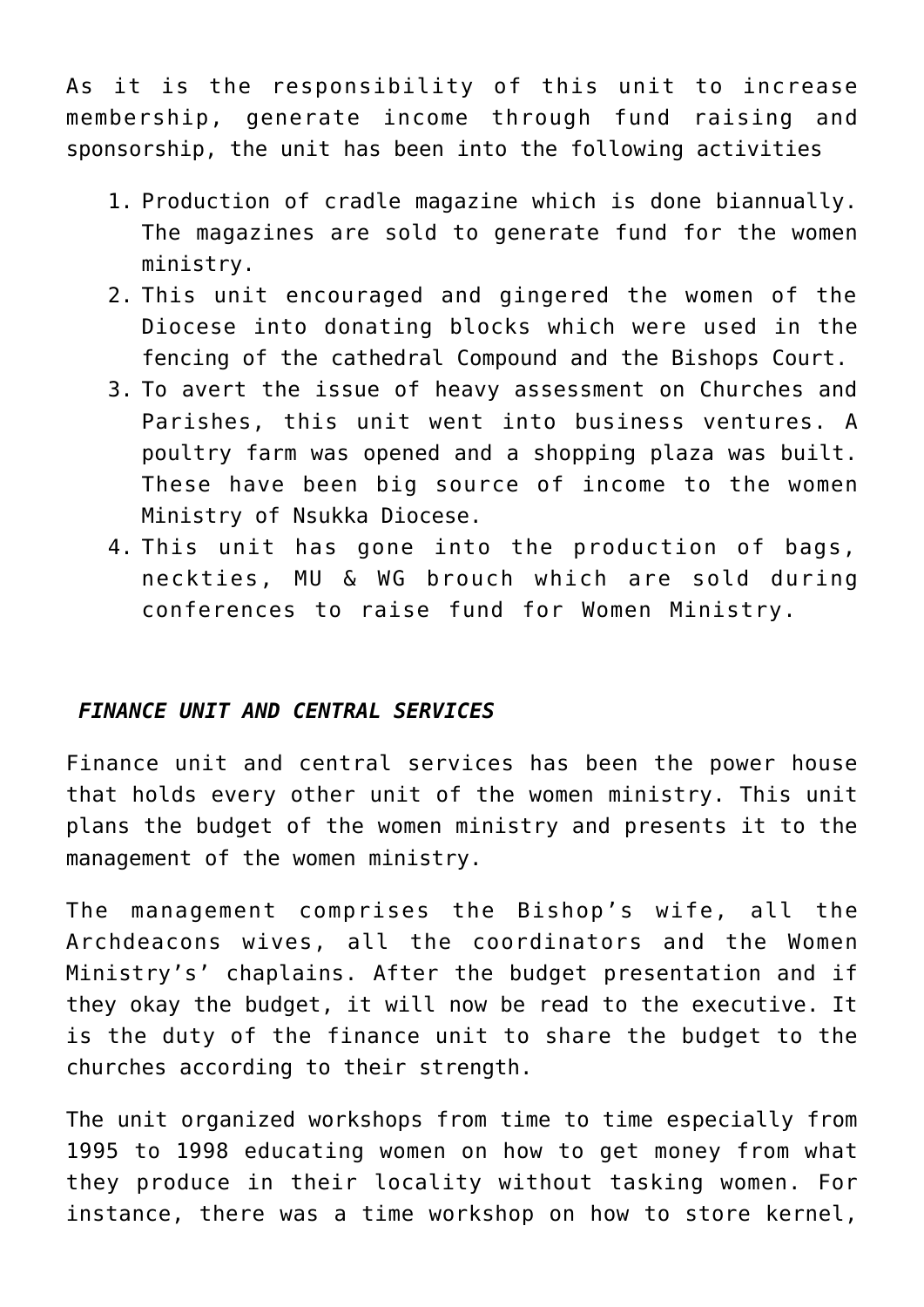As it is the responsibility of this unit to increase membership, generate income through fund raising and sponsorship, the unit has been into the following activities

1. Production of cradle magazine which is done biannually. The magazines are sold to generate fund for the women ministry.
2. This unit encouraged and gingered the women of the Diocese into donating blocks which were used in the fencing of the cathedral Compound and the Bishops Court.
3. To avert the issue of heavy assessment on Churches and Parishes, this unit went into business ventures. A poultry farm was opened and a shopping plaza was built. These have been big source of income to the women Ministry of Nsukka Diocese.
4. This unit has gone into the production of bags, neckties, MU & WG brouch which are sold during conferences to raise fund for Women Ministry.

***FINANCE UNIT AND CENTRAL SERVICES***

Finance unit and central services has been the power house that holds every other unit of the women ministry. This unit plans the budget of the women ministry and presents it to the management of the women ministry.

The management comprises the Bishop's wife, all the Archdeacons wives, all the coordinators and the Women Ministry's' chaplains. After the budget presentation and if they okay the budget, it will now be read to the executive. It is the duty of the finance unit to share the budget to the churches according to their strength.

The unit organized workshops from time to time especially from 1995 to 1998 educating women on how to get money from what they produce in their locality without tasking women. For instance, there was a time workshop on how to store kernel,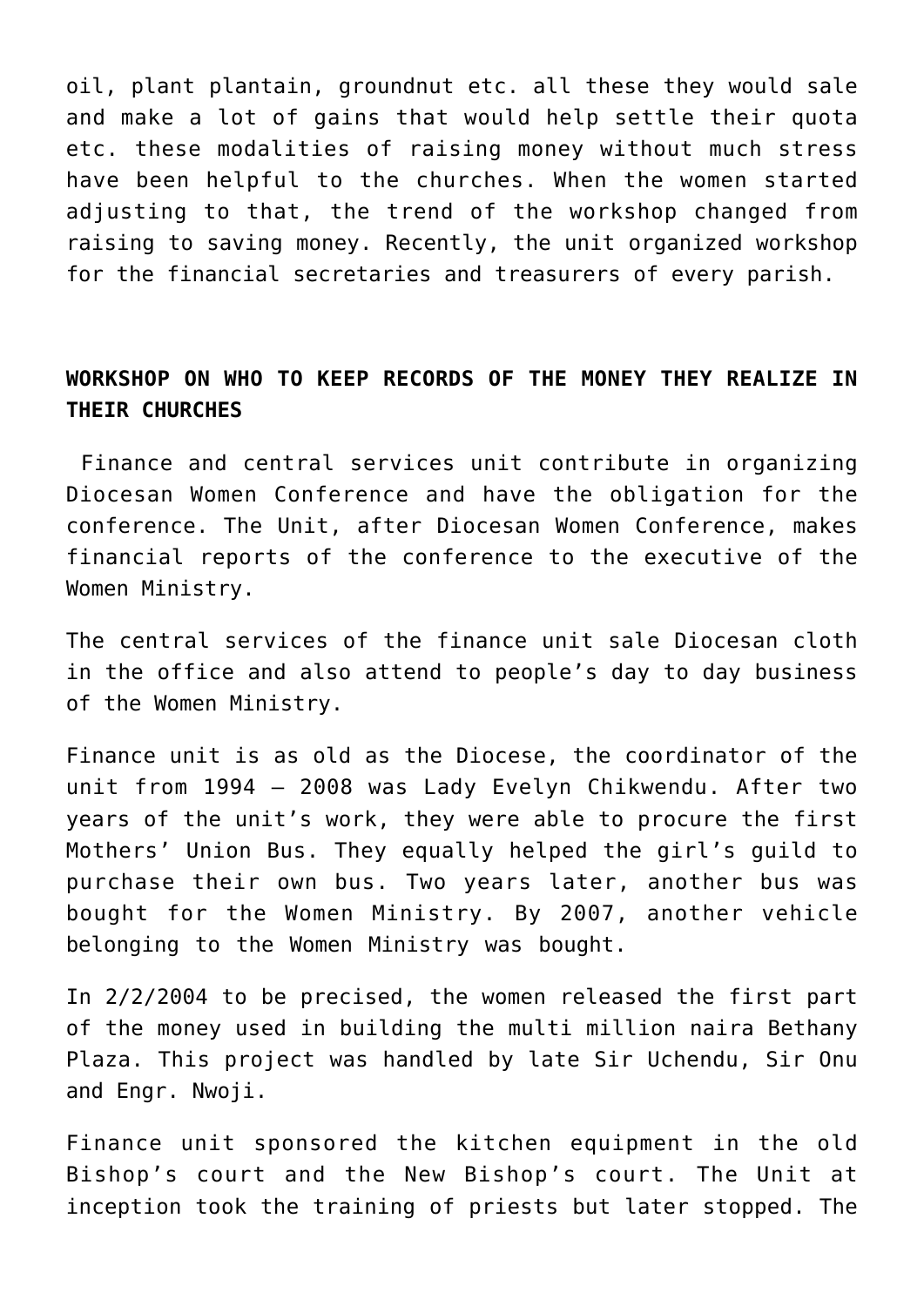oil, plant plantain, groundnut etc. all these they would sale and make a lot of gains that would help settle their quota etc. these modalities of raising money without much stress have been helpful to the churches. When the women started adjusting to that, the trend of the workshop changed from raising to saving money. Recently, the unit organized workshop for the financial secretaries and treasurers of every parish.

**WORKSHOP ON WHO TO KEEP RECORDS OF THE MONEY THEY REALIZE IN THEIR CHURCHES**

Finance and central services unit contribute in organizing Diocesan Women Conference and have the obligation for the conference. The Unit, after Diocesan Women Conference, makes financial reports of the conference to the executive of the Women Ministry.

The central services of the finance unit sale Diocesan cloth in the office and also attend to people's day to day business of the Women Ministry.

Finance unit is as old as the Diocese, the coordinator of the unit from 1994 – 2008 was Lady Evelyn Chikwendu. After two years of the unit's work, they were able to procure the first Mothers' Union Bus. They equally helped the girl's guild to purchase their own bus. Two years later, another bus was bought for the Women Ministry. By 2007, another vehicle belonging to the Women Ministry was bought.

In 2/2/2004 to be precised, the women released the first part of the money used in building the multi million naira Bethany Plaza. This project was handled by late Sir Uchendu, Sir Onu and Engr. Nwoji.

Finance unit sponsored the kitchen equipment in the old Bishop's court and the New Bishop's court. The Unit at inception took the training of priests but later stopped. The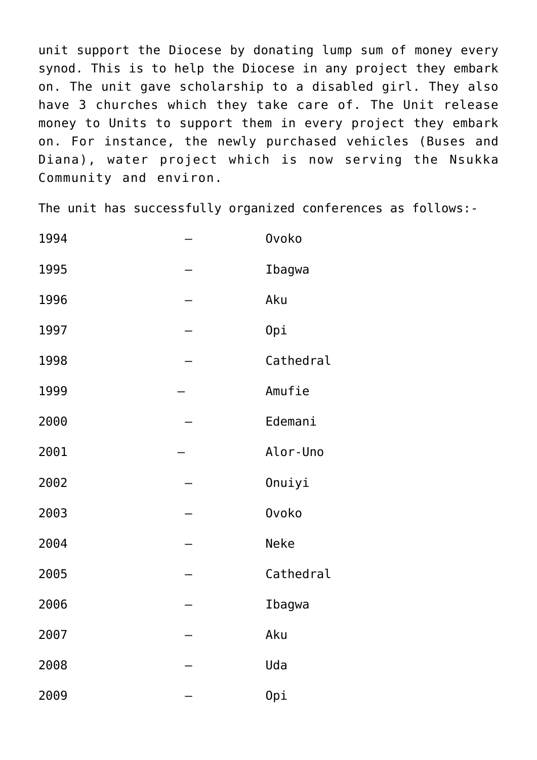unit support the Diocese by donating lump sum of money every synod. This is to help the Diocese in any project they embark on. The unit gave scholarship to a disabled girl. They also have 3 churches which they take care of. The Unit release money to Units to support them in every project they embark on. For instance, the newly purchased vehicles (Buses and Diana), water project which is now serving the Nsukka Community and environ.

The unit has successfully organized conferences as follows:-

1994 – Ovoko

1995 – Ibagwa

1996 – Aku

1997 – Opi

1998 – Cathedral

1999 – Amufie

2000 – Edemani

2001 – Alor-Uno

2002 – Onuiyi

2003 – Ovoko

2004 – Neke

2005 – Cathedral

2006 – Ibagwa

2007 – Aku

2008 – Uda

2009 – Opi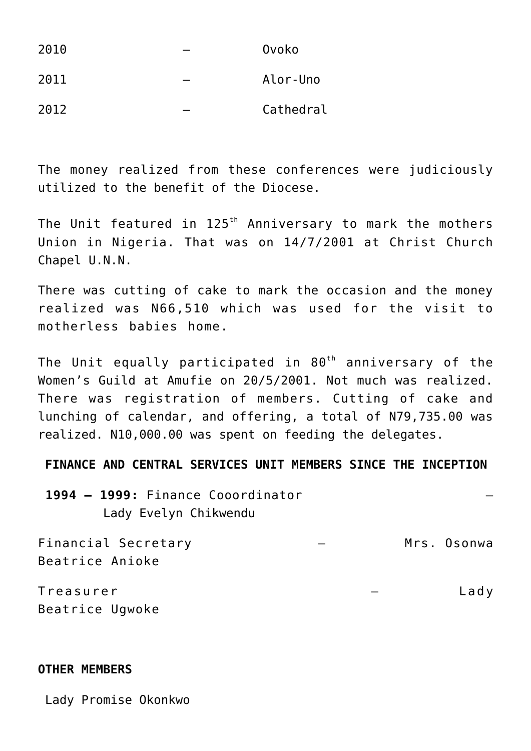2010 – Ovoko

2011 – Alor-Uno

2012 – Cathedral

The money realized from these conferences were judiciously utilized to the benefit of the Diocese.

The Unit featured in 125th Anniversary to mark the mothers Union in Nigeria. That was on 14/7/2001 at Christ Church Chapel U.N.N.

There was cutting of cake to mark the occasion and the money realized was N66,510 which was used for the visit to motherless babies home.

The Unit equally participated in 80th anniversary of the Women's Guild at Amufie on 20/5/2001. Not much was realized. There was registration of members. Cutting of cake and lunching of calendar, and offering, a total of N79,735.00 was realized. N10,000.00 was spent on feeding the delegates.

**FINANCE AND CENTRAL SERVICES UNIT MEMBERS SINCE THE INCEPTION**

**1994 – 1999:** Finance Cooordinator – Lady Evelyn Chikwendu

Financial Secretary – Mrs. Osonwa Beatrice Anioke

Treasurer – Lady Beatrice Ugwoke

**OTHER MEMBERS**

Lady Promise Okonkwo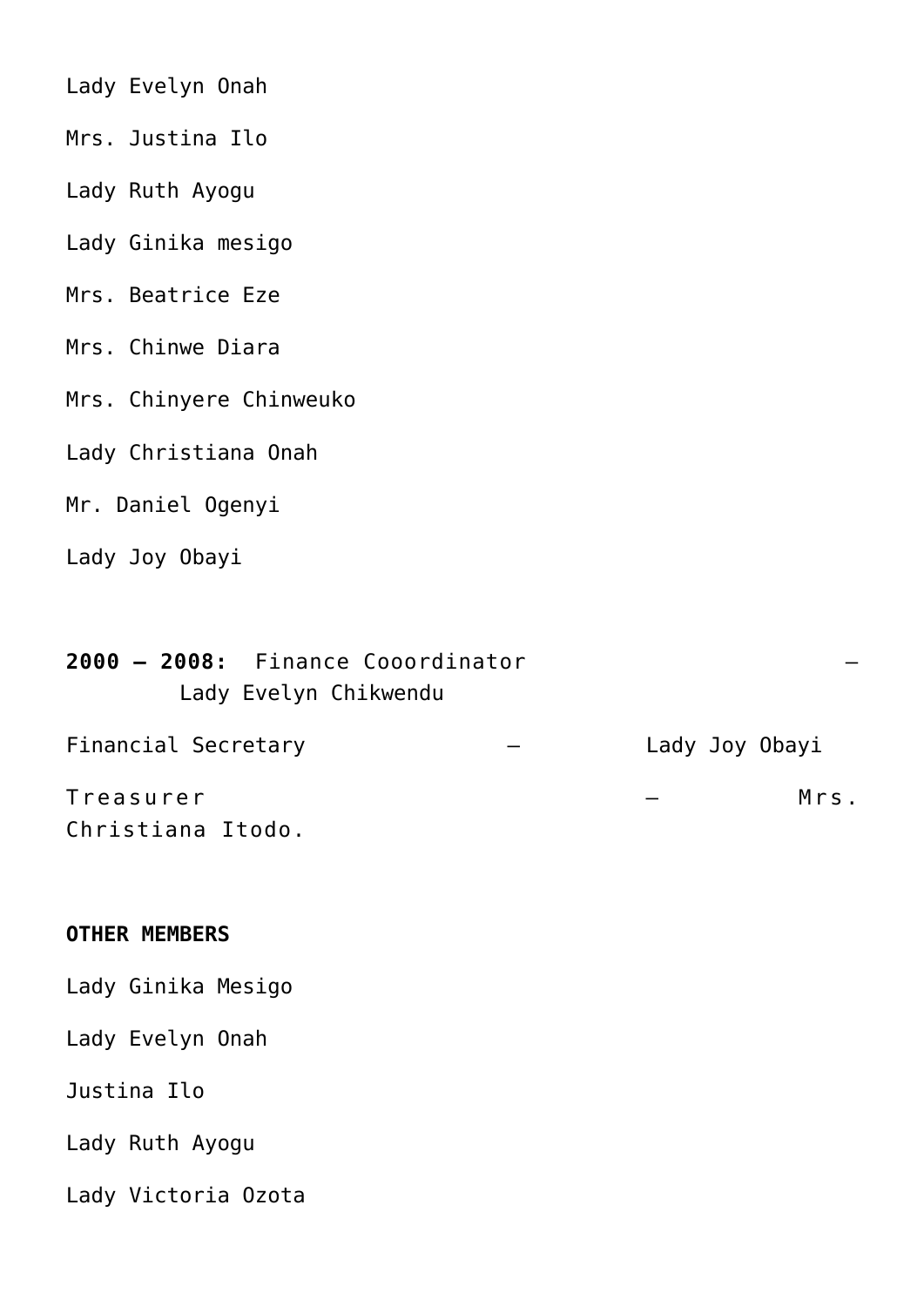Lady Evelyn Onah

Mrs. Justina Ilo

Lady Ruth Ayogu

Lady Ginika mesigo

Mrs. Beatrice Eze

Mrs. Chinwe Diara

Mrs. Chinyere Chinweuko

Lady Christiana Onah

Mr. Daniel Ogenyi

Lady Joy Obayi

**2000 – 2008:** Finance Cooordinator – Lady Evelyn Chikwendu

Financial Secretary – Lady Joy Obayi

Treasurer – Mrs. Christiana Itodo.

**OTHER MEMBERS**

Lady Ginika Mesigo

Lady Evelyn Onah

Justina Ilo

Lady Ruth Ayogu

Lady Victoria Ozota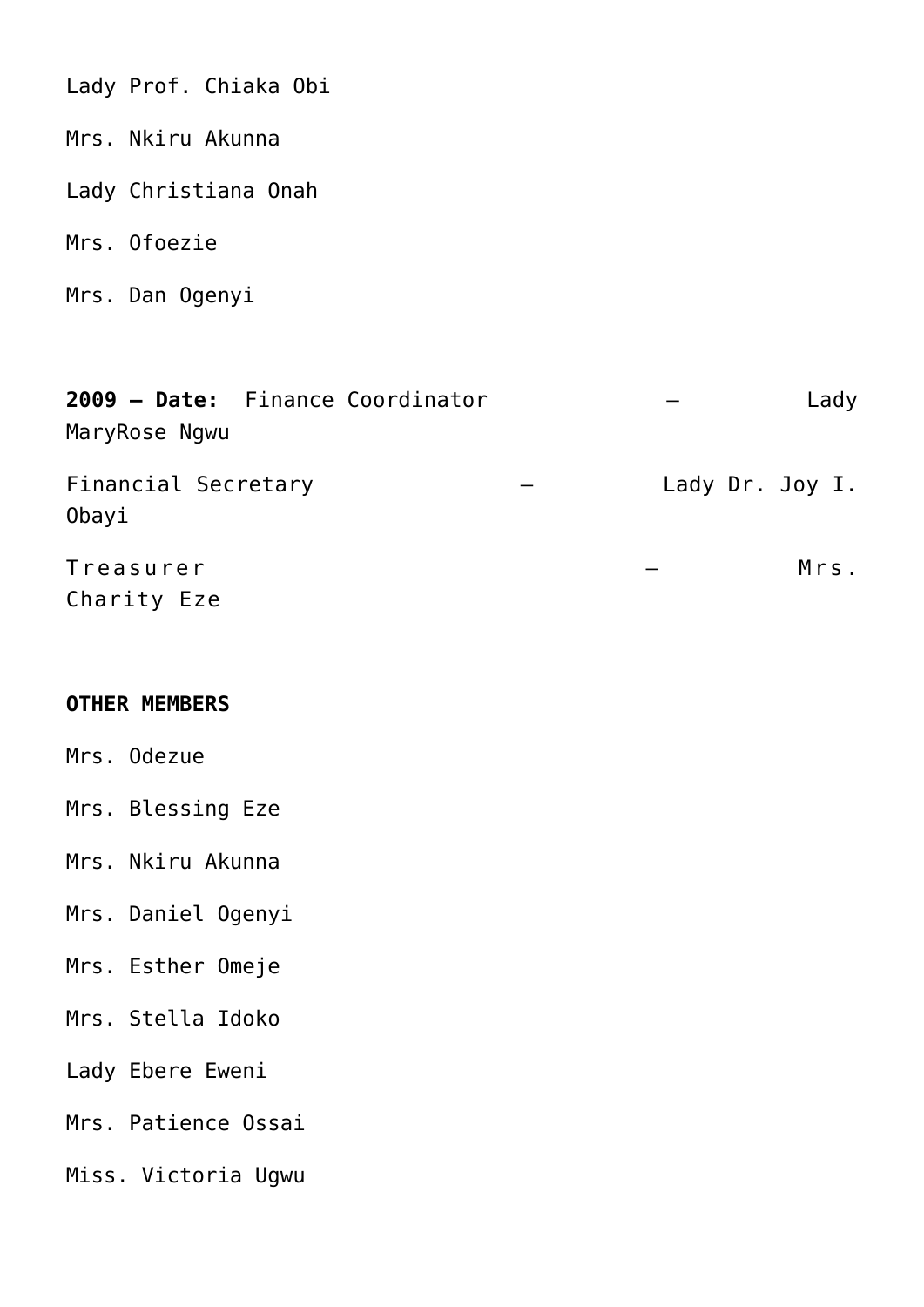Lady Prof. Chiaka Obi

Mrs. Nkiru Akunna

Lady Christiana Onah

Mrs. Ofoezie

Mrs. Dan Ogenyi

**2009 – Date:** Finance Coordinator – Lady MaryRose Ngwu

Financial Secretary – Lady Dr. Joy I. Obayi

Treasurer – Mrs. Charity Eze

**OTHER MEMBERS**

Mrs. Odezue

Mrs. Blessing Eze

Mrs. Nkiru Akunna

Mrs. Daniel Ogenyi

Mrs. Esther Omeje

Mrs. Stella Idoko

Lady Ebere Eweni

Mrs. Patience Ossai

Miss. Victoria Ugwu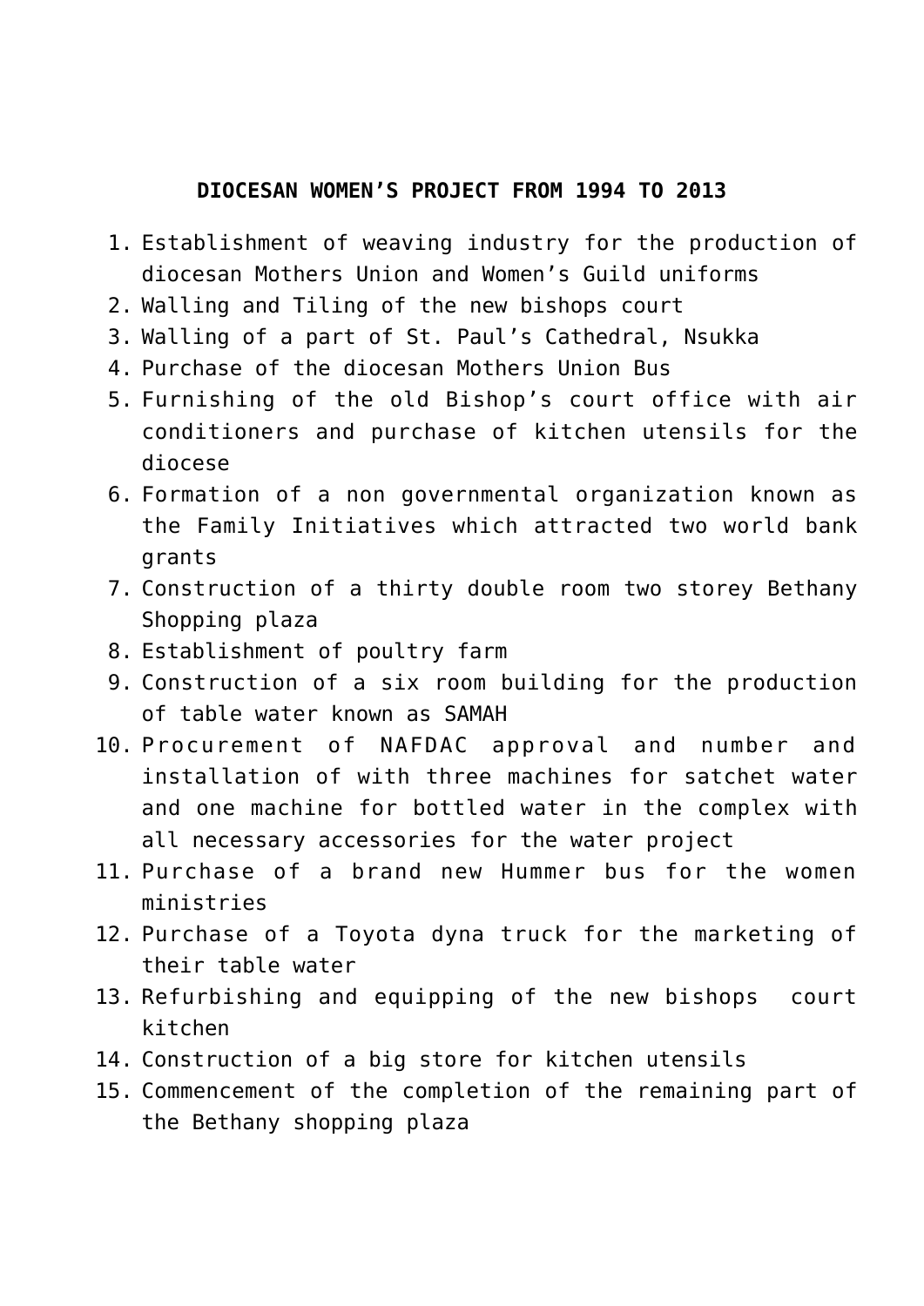**DIOCESAN WOMEN'S PROJECT FROM 1994 TO 2013**

1. Establishment of weaving industry for the production of diocesan Mothers Union and Women's Guild uniforms
2. Walling and Tiling of the new bishops court
3. Walling of a part of St. Paul's Cathedral, Nsukka
4. Purchase of the diocesan Mothers Union Bus
5. Furnishing of the old Bishop's court office with air conditioners and purchase of kitchen utensils for the diocese
6. Formation of a non governmental organization known as the Family Initiatives which attracted two world bank grants
7. Construction of a thirty double room two storey Bethany Shopping plaza
8. Establishment of poultry farm
9. Construction of a six room building for the production of table water known as SAMAH
10. Procurement of NAFDAC approval and number and installation of with three machines for satchet water and one machine for bottled water in the complex with all necessary accessories for the water project
11. Purchase of a brand new Hummer bus for the women ministries
12. Purchase of a Toyota dyna truck for the marketing of their table water
13. Refurbishing and equipping of the new bishops court kitchen
14. Construction of a big store for kitchen utensils
15. Commencement of the completion of the remaining part of the Bethany shopping plaza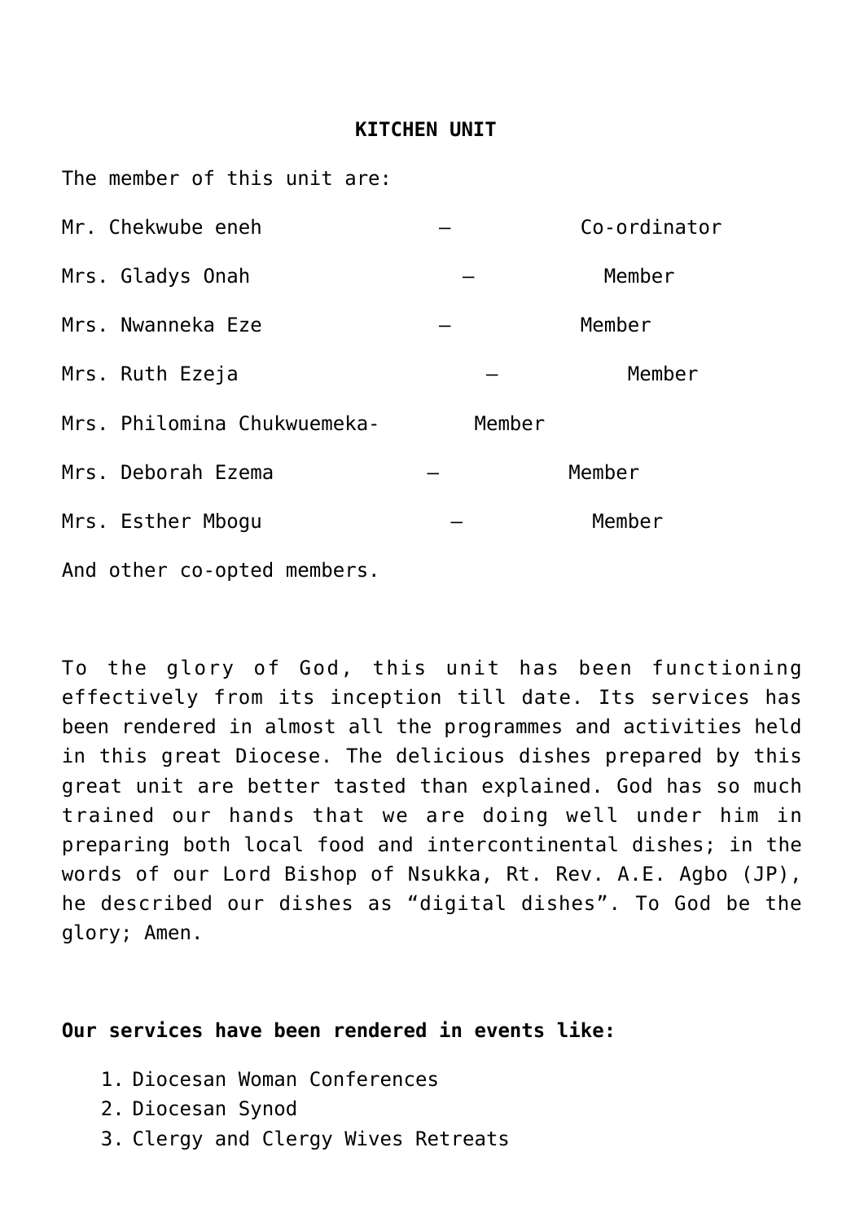**KITCHEN UNIT**

The member of this unit are:

Mr. Chekwube eneh – Co-ordinator

Mrs. Gladys Onah – Member

Mrs. Nwanneka Eze – Member

Mrs. Ruth Ezeja – Member

Mrs. Philomina Chukwuemeka- Member

Mrs. Deborah Ezema – Member

Mrs. Esther Mbogu – Member

And other co-opted members.

To the glory of God, this unit has been functioning effectively from its inception till date. Its services has been rendered in almost all the programmes and activities held in this great Diocese. The delicious dishes prepared by this great unit are better tasted than explained. God has so much trained our hands that we are doing well under him in preparing both local food and intercontinental dishes; in the words of our Lord Bishop of Nsukka, Rt. Rev. A.E. Agbo (JP), he described our dishes as “digital dishes”. To God be the glory; Amen.

**Our services have been rendered in events like:**

1. Diocesan Woman Conferences
2. Diocesan Synod
3. Clergy and Clergy Wives Retreats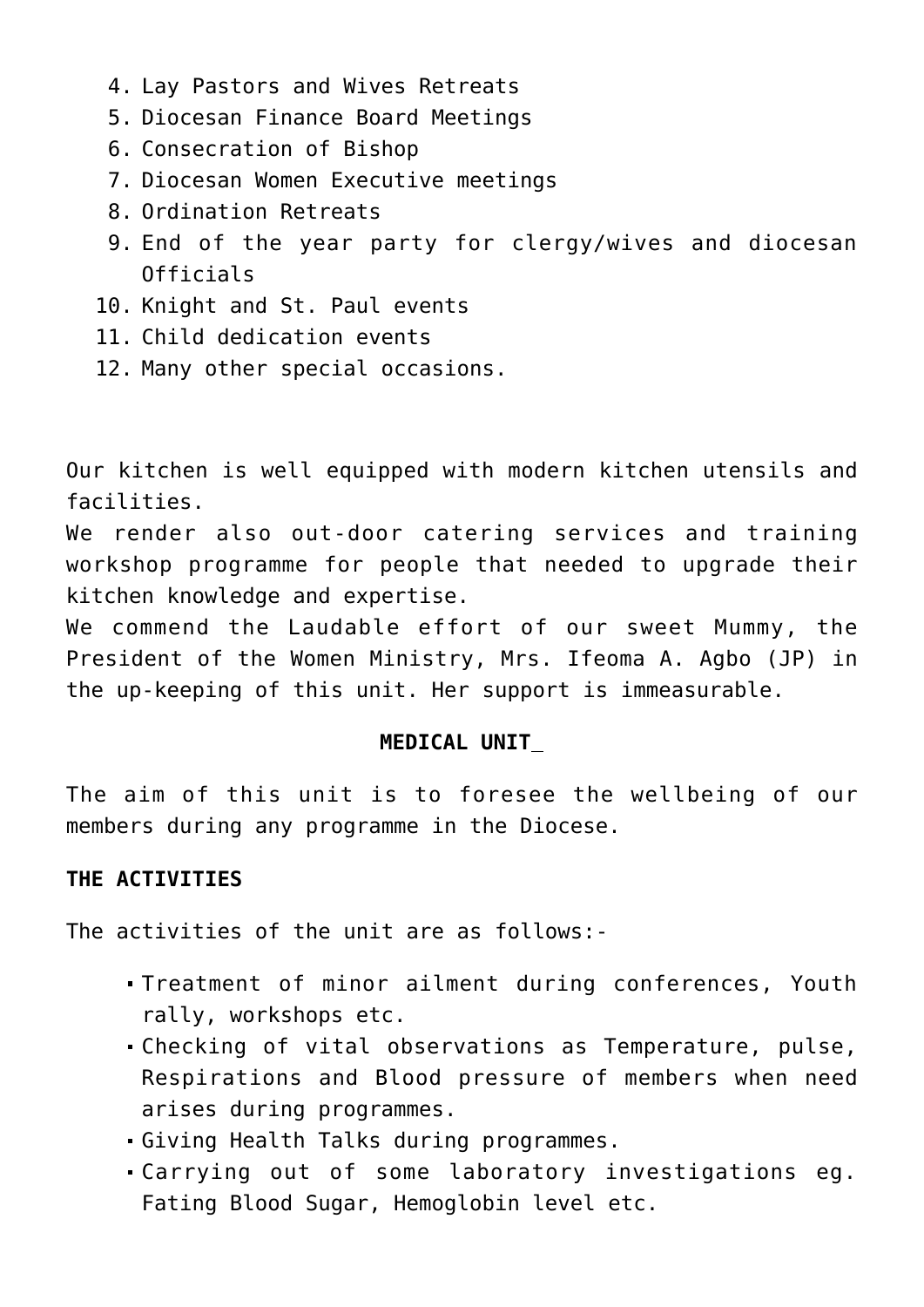4. Lay Pastors and Wives Retreats
5. Diocesan Finance Board Meetings
6. Consecration of Bishop
7. Diocesan Women Executive meetings
8. Ordination Retreats
9. End of the year party for clergy/wives and diocesan Officials
10. Knight and St. Paul events
11. Child dedication events
12. Many other special occasions.

Our kitchen is well equipped with modern kitchen utensils and facilities.
We render also out-door catering services and training workshop programme for people that needed to upgrade their kitchen knowledge and expertise.
We commend the Laudable effort of our sweet Mummy, the President of the Women Ministry, Mrs. Ifeoma A. Agbo (JP) in the up-keeping of this unit. Her support is immeasurable.

**MEDICAL UNIT_**

The aim of this unit is to foresee the wellbeing of our members during any programme in the Diocese.

**THE ACTIVITIES**

The activities of the unit are as follows:-

- Treatment of minor ailment during conferences, Youth rally, workshops etc.
- Checking of vital observations as Temperature, pulse, Respirations and Blood pressure of members when need arises during programmes.
- Giving Health Talks during programmes.
- Carrying out of some laboratory investigations eg. Fating Blood Sugar, Hemoglobin level etc.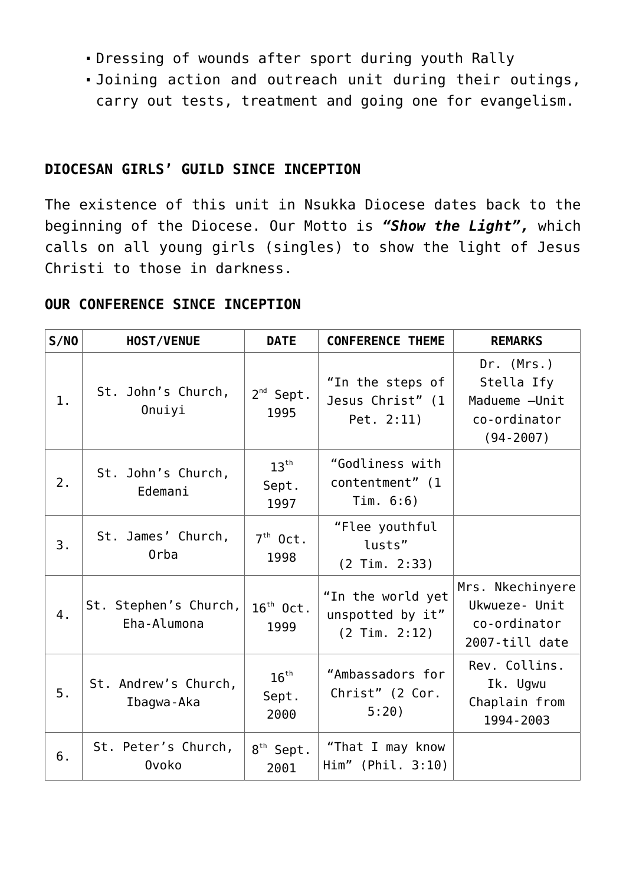- Dressing of wounds after sport during youth Rally
- Joining action and outreach unit during their outings, carry out tests, treatment and going one for evangelism.

**DIOCESAN GIRLS' GUILD SINCE INCEPTION**

The existence of this unit in Nsukka Diocese dates back to the beginning of the Diocese. Our Motto is ***"Show the Light",*** which calls on all young girls (singles) to show the light of Jesus Christi to those in darkness.

**OUR CONFERENCE SINCE INCEPTION**

| S/NO | HOST/VENUE | DATE | CONFERENCE THEME | REMARKS |
|---|---|---|---|---|
| 1. | St. John's Church, Onuiyi | 2nd Sept. 1995 | "In the steps of Jesus Christ" (1 Pet. 2:11) | Dr. (Mrs.) Stella Ify Madueme –Unit co-ordinator (94-2007) |
| 2. | St. John's Church, Edemani | 13th Sept. 1997 | "Godliness with contentment" (1 Tim. 6:6) | |
| 3. | St. James' Church, Orba | 7th Oct. 1998 | "Flee youthful lusts" (2 Tim. 2:33) | |
| 4. | St. Stephen's Church, Eha-Alumona | 16th Oct. 1999 | "In the world yet unspotted by it" (2 Tim. 2:12) | Mrs. Nkechinyere Ukwueze- Unit co-ordinator 2007-till date |
| 5. | St. Andrew's Church, Ibagwa-Aka | 16th Sept. 2000 | "Ambassadors for Christ" (2 Cor. 5:20) | Rev. Collins. Ik. Ugwu Chaplain from 1994-2003 |
| 6. | St. Peter's Church, Ovoko | 8th Sept. 2001 | "That I may know Him" (Phil. 3:10) | |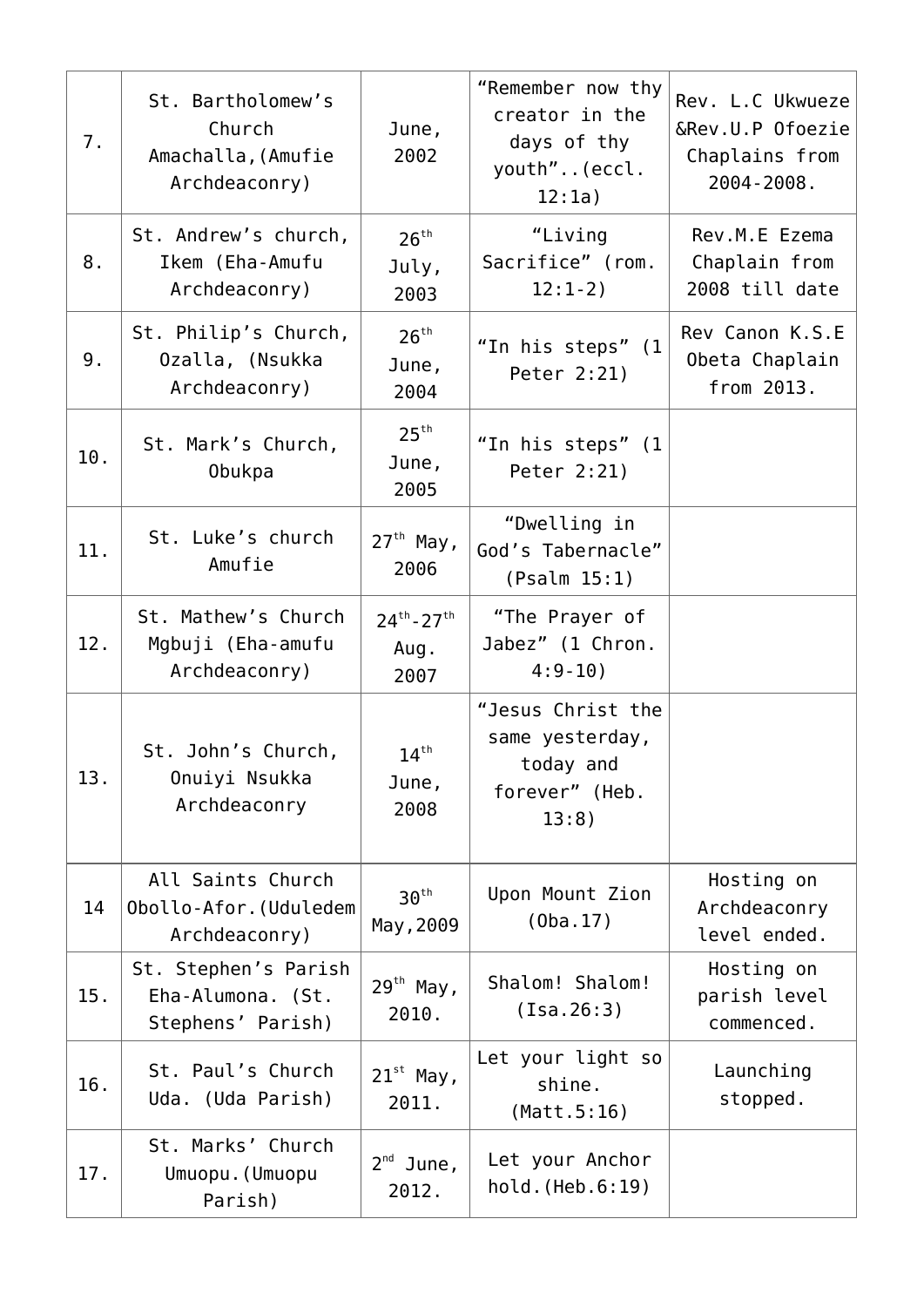| | | | | |
|---|---|---|---|---|
| 7. | St. Bartholomew's Church Amachalla,(Amufie Archdeaconry) | June, 2002 | "Remember now thy creator in the days of thy youth"..(eccl. 12:1a) | Rev. L.C Ukwueze &Rev.U.P Ofoezie Chaplains from 2004-2008. |
| 8. | St. Andrew's church, Ikem (Eha-Amufu Archdeaconry) | 26th July, 2003 | "Living Sacrifice" (rom. 12:1-2) | Rev.M.E Ezema Chaplain from 2008 till date |
| 9. | St. Philip's Church, Ozalla, (Nsukka Archdeaconry) | 26th June, 2004 | "In his steps" (1 Peter 2:21) | Rev Canon K.S.E Obeta Chaplain from 2013. |
| 10. | St. Mark's Church, Obukpa | 25th June, 2005 | "In his steps" (1 Peter 2:21) | |
| 11. | St. Luke's church Amufie | 27th May, 2006 | "Dwelling in God's Tabernacle" (Psalm 15:1) | |
| 12. | St. Mathew's Church Mgbuji (Eha-amufu Archdeaconry) | 24th-27th Aug. 2007 | "The Prayer of Jabez" (1 Chron. 4:9-10) | |
| 13. | St. John's Church, Onuiyi Nsukka Archdeaconry | 14th June, 2008 | "Jesus Christ the same yesterday, today and forever" (Heb. 13:8) | |
| 14 | All Saints Church Obollo-Afor.(Uduledem Archdeaconry) | 30th May,2009 | Upon Mount Zion (Oba.17) | Hosting on Archdeaconry level ended. |
| 15. | St. Stephen's Parish Eha-Alumona. (St. Stephens' Parish) | 29th May, 2010. | Shalom! Shalom! (Isa.26:3) | Hosting on parish level commenced. |
| 16. | St. Paul's Church Uda. (Uda Parish) | 21st May, 2011. | Let your light so shine. (Matt.5:16) | Launching stopped. |
| 17. | St. Marks' Church Umuopu.(Umuopu Parish) | 2nd June, 2012. | Let your Anchor hold.(Heb.6:19) | |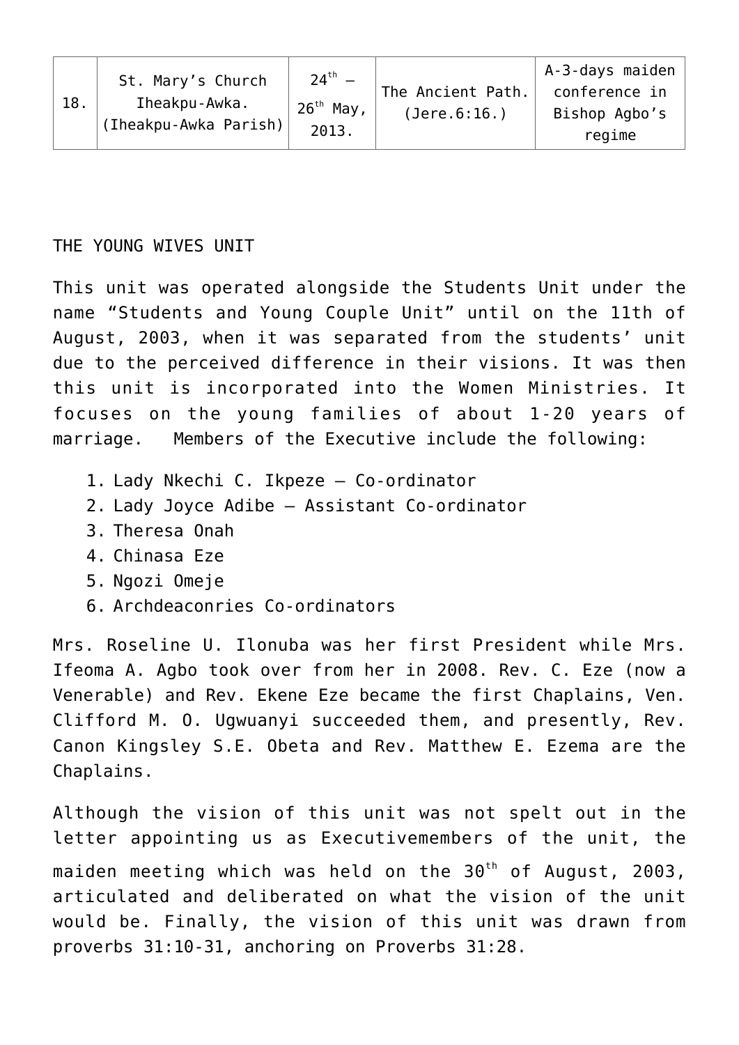| 18. | St. Mary's Church Iheakpu-Awka. (Iheakpu-Awka Parish) | 24th – 26th May, 2013. | The Ancient Path. (Jere.6:16.) | A-3-days maiden conference in Bishop Agbo's regime |
|---|---|---|---|---|

THE YOUNG WIVES UNIT

This unit was operated alongside the Students Unit under the name "Students and Young Couple Unit" until on the 11th of August, 2003, when it was separated from the students' unit due to the perceived difference in their visions. It was then this unit is incorporated into the Women Ministries. It focuses on the young families of about 1-20 years of marriage. Members of the Executive include the following:

1. Lady Nkechi C. Ikpeze – Co-ordinator
2. Lady Joyce Adibe – Assistant Co-ordinator
3. Theresa Onah
4. Chinasa Eze
5. Ngozi Omeje
6. Archdeaconries Co-ordinators

Mrs. Roseline U. Ilonuba was her first President while Mrs. Ifeoma A. Agbo took over from her in 2008. Rev. C. Eze (now a Venerable) and Rev. Ekene Eze became the first Chaplains, Ven. Clifford M. O. Ugwuanyi succeeded them, and presently, Rev. Canon Kingsley S.E. Obeta and Rev. Matthew E. Ezema are the Chaplains.

Although the vision of this unit was not spelt out in the letter appointing us as Executivemembers of the unit, the maiden meeting which was held on the 30th of August, 2003, articulated and deliberated on what the vision of the unit would be. Finally, the vision of this unit was drawn from proverbs 31:10-31, anchoring on Proverbs 31:28.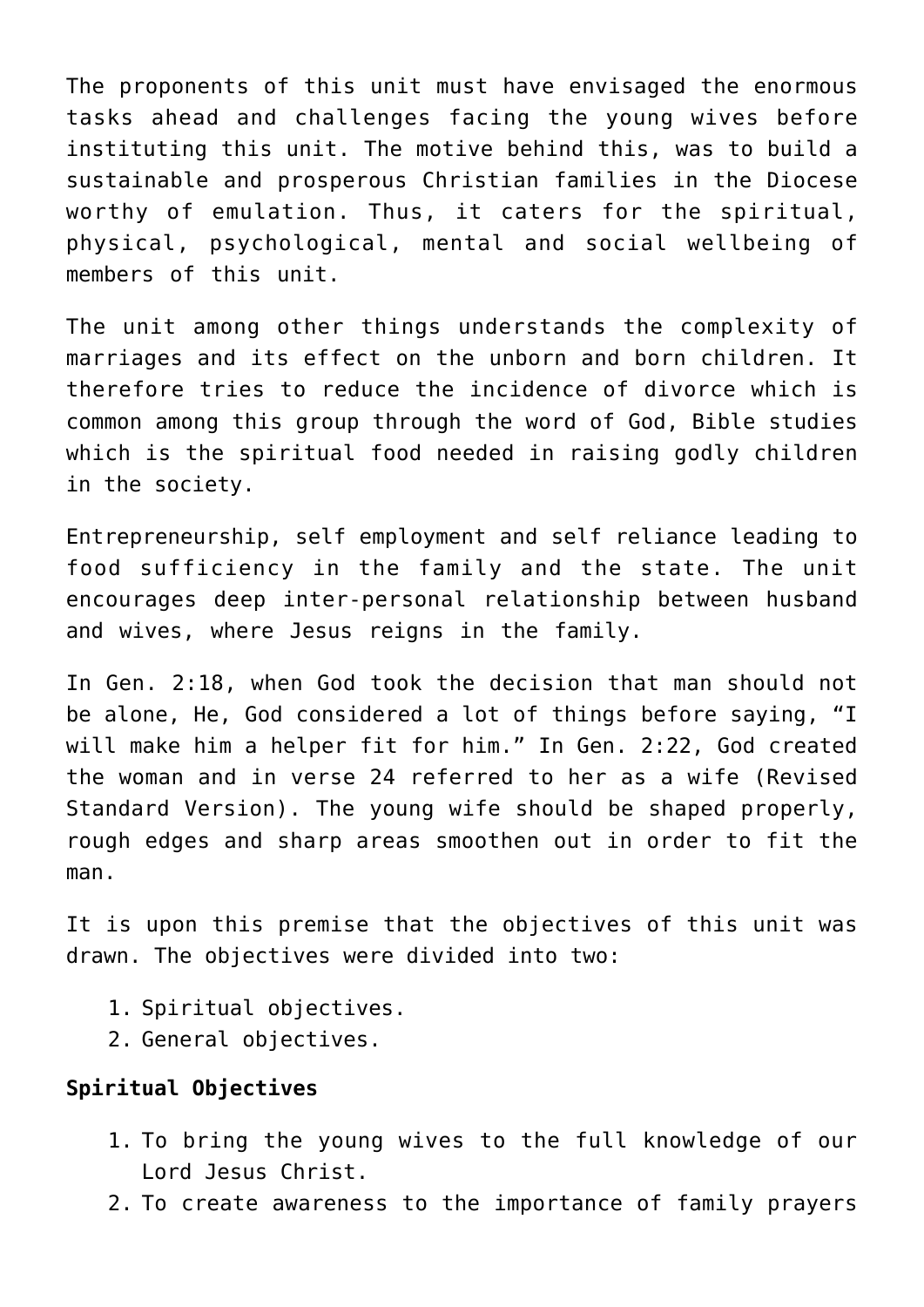The proponents of this unit must have envisaged the enormous tasks ahead and challenges facing the young wives before instituting this unit. The motive behind this, was to build a sustainable and prosperous Christian families in the Diocese worthy of emulation. Thus, it caters for the spiritual, physical, psychological, mental and social wellbeing of members of this unit.

The unit among other things understands the complexity of marriages and its effect on the unborn and born children. It therefore tries to reduce the incidence of divorce which is common among this group through the word of God, Bible studies which is the spiritual food needed in raising godly children in the society.

Entrepreneurship, self employment and self reliance leading to food sufficiency in the family and the state. The unit encourages deep inter-personal relationship between husband and wives, where Jesus reigns in the family.

In Gen. 2:18, when God took the decision that man should not be alone, He, God considered a lot of things before saying, "I will make him a helper fit for him." In Gen. 2:22, God created the woman and in verse 24 referred to her as a wife (Revised Standard Version). The young wife should be shaped properly, rough edges and sharp areas smoothen out in order to fit the man.

It is upon this premise that the objectives of this unit was drawn. The objectives were divided into two:

1. Spiritual objectives.
2. General objectives.

**Spiritual Objectives**

1. To bring the young wives to the full knowledge of our Lord Jesus Christ.
2. To create awareness to the importance of family prayers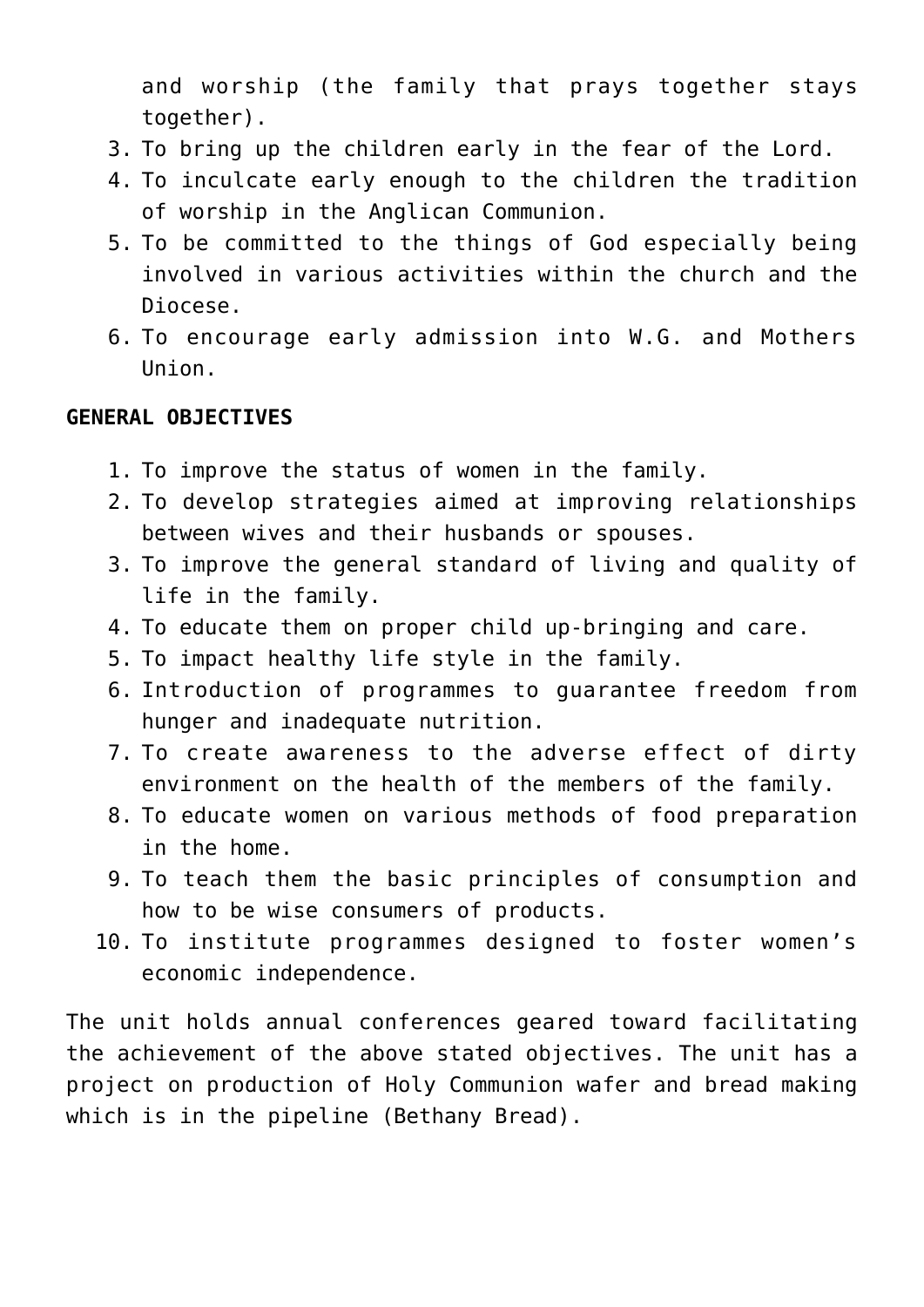and worship (the family that prays together stays together).

3. To bring up the children early in the fear of the Lord.
4. To inculcate early enough to the children the tradition of worship in the Anglican Communion.
5. To be committed to the things of God especially being involved in various activities within the church and the Diocese.
6. To encourage early admission into W.G. and Mothers Union.

**GENERAL OBJECTIVES**

1. To improve the status of women in the family.
2. To develop strategies aimed at improving relationships between wives and their husbands or spouses.
3. To improve the general standard of living and quality of life in the family.
4. To educate them on proper child up-bringing and care.
5. To impact healthy life style in the family.
6. Introduction of programmes to guarantee freedom from hunger and inadequate nutrition.
7. To create awareness to the adverse effect of dirty environment on the health of the members of the family.
8. To educate women on various methods of food preparation in the home.
9. To teach them the basic principles of consumption and how to be wise consumers of products.
10. To institute programmes designed to foster women's economic independence.

The unit holds annual conferences geared toward facilitating the achievement of the above stated objectives. The unit has a project on production of Holy Communion wafer and bread making which is in the pipeline (Bethany Bread).